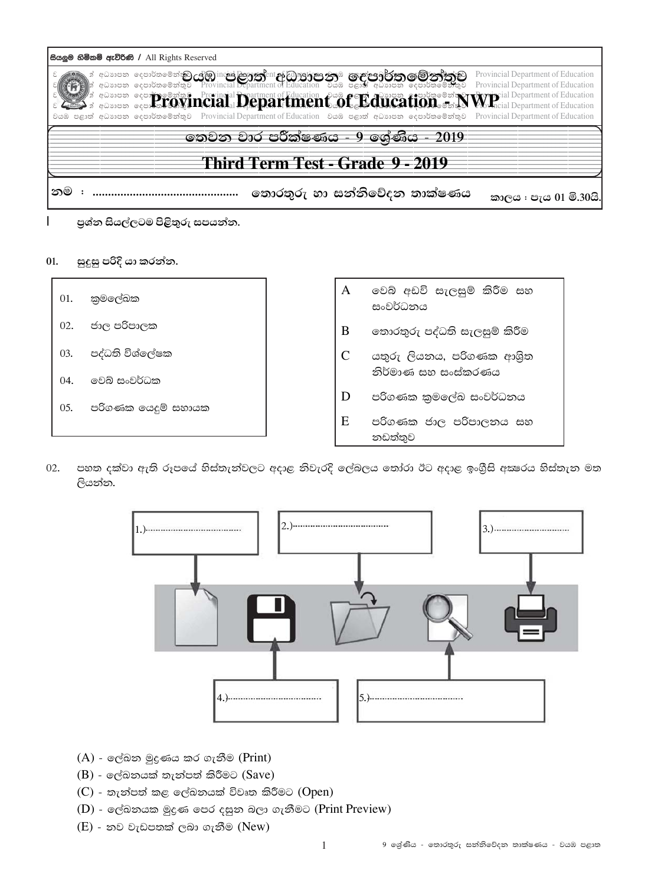සියලුම හිමිකම් ඇවිරිණි / All Rights Reserved

# වයඹ පළාත් අධ්‍යාපන දෙපාර්තමේන්තුව
# Provincial Department of Education - NWP

## තෙවන වාර පරීක්ෂණය - 9 ශ්‍රේණිය - 2019
## Third Term Test - Grade 9 - 2019

නම : ............................................ තොරතුරු හා සන්නිවේදන තාක්ෂණය කාලය : පැය 01 මි.30යි.

I ප්‍රශ්න සියල්ලටම පිළිතුරු සපයන්න.

01. සුදුසු පරිදි යා කරන්න.

| | |
|---|---|
| 01. ක්‍රමලේඛක | A වෙබ් අඩවි සැලසුම් කිරීම සහ සංවර්ධනය |
| 02. ජාල පරිපාලක | B තොරතුරු පද්ධති සැලසුම් කිරීම |
| 03. පද්ධති විශ්ලේෂක | C යතුරු ලියනය, පරිගණක ආශ්‍රිත නිර්මාණ සහ සංස්කරණය |
| 04. වෙබ් සංවර්ධක | D පරිගණක ක්‍රමලේඛ සංවර්ධනය |
| 05. පරිගණක යෙදුම් සහායක | E පරිගණක ජාල පරිපාලනය සහ නඩත්තුව |

02. පහත දක්වා ඇති රූපයේ හිස්තැන්වලට අදාළ නිවැරදි ලේබලය තෝරා ඊට අදාළ ඉංග්‍රීසි අක්ෂරය හිස්තැන මත ලියන්න.

1.) ..................................... 2.) ..................................... 3.) .....................................

4.) ..................................... 5.) .....................................

(A) - ලේඛන මුද්‍රණය කර ගැනීම (Print)

(B) - ලේඛනයක් තැන්පත් කිරීමට (Save)

(C) - තැන්පත් කළ ලේඛනයක් විවෘත කිරීමට (Open)

(D) - ලේඛනයක මුද්‍රණ පෙර දසුන බලා ගැනීමට (Print Preview)

(E) - නව වැඩපතක් ලබා ගැනීම (New)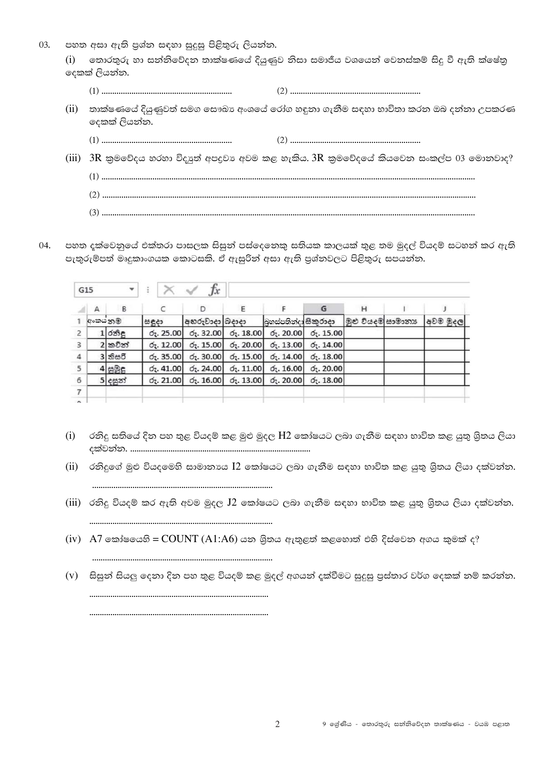03. පහත අසා ඇති ප්‍රශ්න සඳහා සුදුසු පිළිතුරු ලියන්න.

(i) තොරතුරු හා සන්නිවේදන තාක්ෂණයේ දියුණුව නිසා සමාජීය වශයෙන් වෙනස්කම් සිදු වී ඇති ක්ෂේත්‍ර දෙකක් ලියන්න.

(1) ............................................................ (2) ............................................................

(ii) තාක්ෂණයේ දියුණුවත් සමග සෞඛ්‍ය අංශයේ රෝග හඳුනා ගැනීම සඳහා භාවිතා කරන ඔබ දන්නා උපකරණ දෙකක් ලියන්න.

(1) ............................................................ (2) ............................................................

(iii) 3R ක්‍රමවේදය හරහා විද්‍යුත් අපද්‍රව්‍ය අවම කළ හැකිය. 3R ක්‍රමවේදයේ කියවෙන සංකල්ප 03 මොනවාද?

(1) ........................................................................................................................................................................

(2) ........................................................................................................................................................................

(3) ........................................................................................................................................................................

04. පහත දැක්වෙනුයේ එක්තරා පාසලක සිසුන් පස්දෙනෙකු සතියක කාලයක් තුළ තම මුදල් වියදම් සටහන් කර ඇති පැතුරුම්පත් මෘදුකාංගයක කොටසකි. ඒ ඇසුරින් අසා ඇති ප්‍රශ්නවලට පිළිතුරු සපයන්න.

G15

| | A | B | C | D | E | F | G | H | I | J |
|---|---|---|---|---|---|---|---|---|---|---|
| 1 | අංකය | නම | සඳුදා | අඟහරුවාදා | බදාදා | බ්‍රහස්පතින්දා | සිකුරාදා | මුළු වියදම | සාමාන්‍ය | අවම මුදල |
| 2 | 1 | රනිදු | රු. 25.00 | රු. 32.00 | රු. 18.00 | රු. 20.00 | රු. 15.00 | | | |
| 3 | 2 | කවින් | රු. 12.00 | රු. 15.00 | රු. 20.00 | රු. 13.00 | රු. 14.00 | | | |
| 4 | 3 | තිසරි | රු. 35.00 | රු. 30.00 | රු. 15.00 | රු. 14.00 | රු. 18.00 | | | |
| 5 | 4 | සුමුදු | රු. 41.00 | රු. 24.00 | රු. 11.00 | රු. 16.00 | රු. 20.00 | | | |
| 6 | 5 | දසුන් | රු. 21.00 | රු. 16.00 | රු. 13.00 | රු. 20.00 | රු. 18.00 | | | |
| 7 | | | | | | | | | | |

(i) රනිදු සතියේ දින පහ තුළ වියදම් කළ මුළු මුදල H2 කෝෂයට ලබා ගැනීම සඳහා භාවිත කළ යුතු ශ්‍රිතය ලියා දක්වන්න. ....................................................................................

(ii) රනිදුගේ මුළු වියදමෙහි සාමාන්‍යය I2 කෝෂයට ලබා ගැනීම සඳහා භාවිත කළ යුතු ශ්‍රිතය ලියා දක්වන්න.

....................................................................................

(iii) රනිදු වියදම් කර ඇති අවම මුදල J2 කෝෂයට ලබා ගැනීම සඳහා භාවිත කළ යුතු ශ්‍රිතය ලියා දක්වන්න.

....................................................................................

(iv) A7 කෝෂයෙහි = COUNT (A1:A6) යන ශ්‍රිතය ඇතුළත් කළහොත් එහි දිස්වෙන අගය කුමක් ද?

....................................................................................

(v) සිසුන් සියලු දෙනා දින පහ තුළ වියදම් කළ මුදල් අගයන් දැක්වීමට සුදුසු ප්‍රස්තාර වර්ග දෙකක් නම් කරන්න.

....................................................................................

....................................................................................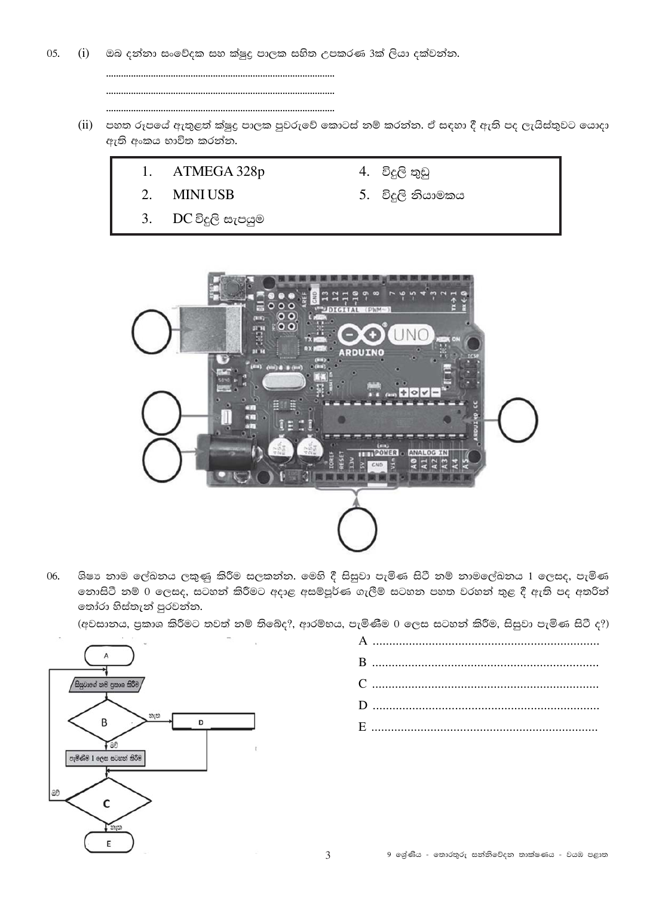05. (i) ඔබ දන්නා සංවේදක සහ ක්ෂුද්‍ර පාලක සහිත උපකරණ 3ක් ලියා දක්වන්න.

..........................................................................................

..........................................................................................

..........................................................................................

(ii) පහත රූපයේ ඇතුළත් ක්ෂුද්‍ර පාලක පුවරුවේ කොටස් නම් කරන්න. ඒ සඳහා දී ඇති පද ලැයිස්තුවට යොදා ඇති අංකය භාවිත කරන්න.

1. ATMEGA 328p
2. MINI USB
3. DC විදුලි සැපයුම
4. විදුලි තුඩු
5. විදුලි නියාමකය

06. ශිෂ්‍ය නාම ලේඛනය ලකුණු කිරීම සලකන්න. මෙහි දී සිසුවා පැමිණ සිටී නම් නාමලේඛනය 1 ලෙසද, පැමිණ නොසිටී නම් 0 ලෙසද, සටහන් කිරීමට අදාළ අසම්පූර්ණ ගැලීම් සටහන පහත වරහන් තුළ දී ඇති පද අතරින් තෝරා හිස්තැන් පුරවන්න.

(අවසානය, ප්‍රකාශ කිරීමට තවත් නම් තිබේද?, ආරම්භය, පැමිණීම 0 ලෙස සටහන් කිරීම, සිසුවා පැමිණ සිටී ද?)

A ......................................................................

B ......................................................................

C ......................................................................

D ......................................................................

E ......................................................................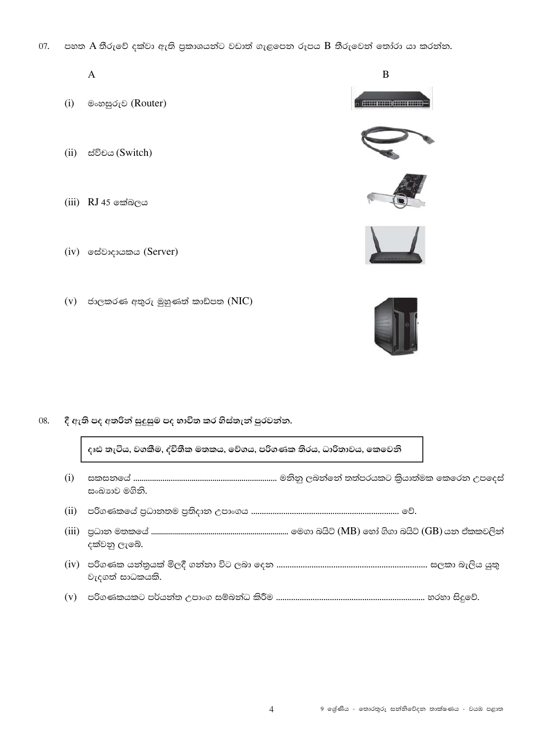07. පහත A තීරුවේ දක්වා ඇති ප්‍රකාශයන්ට වඩාත් ගැළපෙන රූපය B තීරුවෙන් තෝරා යා කරන්න.

A

(i) මංහසුරුව (Router)

(ii) ස්විචය (Switch)

(iii) RJ 45 කේබලය

(iv) සේවාදායකය (Server)

(v) ජාලකරණ අතුරු මුහුණත් කාඩ්පත (NIC)

B

08. **දී ඇති පද අතරින් සුදුසුම පද භාවිත කර හිස්තැන් පුරවන්න.**

| දෘඪ තැටිය, වගකීම, ද්විතීක මතකය, වේගය, පරිගණක තිරය, ධාරිතාවය, කෙවෙනි |
|---|

(i) සකසනයේ .................................................................... මනිනු ලබන්නේ තත්පරයකට ක්‍රියාත්මක කෙරෙන උපදෙස් සංඛ්‍යාව මගිනි.

(ii) පරිගණකයේ ප්‍රධානතම ප්‍රතිදාන උපාංගය .................................................................... වේ.

(iii) ප්‍රධාන මතකයේ .................................................................... මෙගා බයිට් (MB) හෝ ගිගා බයිට් (GB) යන ඒකකවලින් දක්වනු ලැබේ.

(iv) පරිගණක යන්ත්‍රයක් මිලදී ගන්නා විට ලබා දෙන .................................................................... සලකා බැලිය යුතු වැදගත් සාධකයකි.

(v) පරිගණකයකට පර්යන්ත උපාංග සම්බන්ධ කිරීම .................................................................... හරහා සිදුවේ.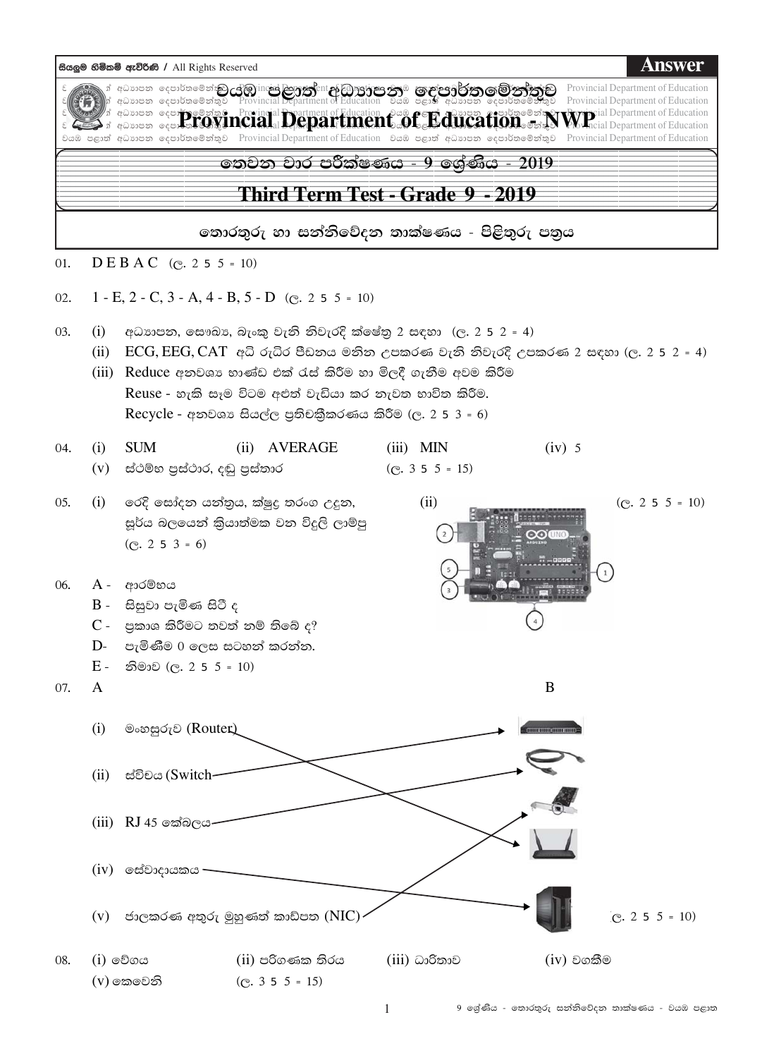සියලුම හිමිකම් ඇවිරිණි / All Rights Reserved

**Answer**

# වයඹ පළාත් අධ්‍යාපන දෙපාර්තමේන්තුව
# Provincial Department of Education - NWP

## තෙවන වාර පරීක්ෂණය - 9 ශ්‍රේණිය - 2019
## Third Term Test - Grade 9 - 2019

### තොරතුරු හා සන්නිවේදන තාක්ෂණය - පිළිතුරු පත්‍රය

01. D E B A C (ල. 2 5 5 = 10)

02. 1 - E, 2 - C, 3 - A, 4 - B, 5 - D (ල. 2 5 5 = 10)

03. (i) අධ්‍යාපන, සෞඛ්‍ය, බැංකු වැනි නිවැරදි ක්ෂේත්‍ර 2 සඳහා (ල. 2 5 2 = 4)
    (ii) ECG, EEG, CAT අධි රුධිර පීඩනය මනින උපකරණ වැනි නිවැරදි උපකරණ 2 සඳහා (ල. 2 5 2 = 4)
    (iii) Reduce අනවශ්‍ය භාණ්ඩ එක් රැස් කිරීම හා මිලදී ගැනීම අවම කිරීම
    Reuse - හැකි සෑම විටම අළුත් වැඩියා කර නැවත භාවිත කිරීම.
    Recycle - අනවශ්‍ය සියල්ල ප්‍රතිචක්‍රීකරණය කිරීම (ල. 2 5 3 = 6)

04. (i) SUM (ii) AVERAGE (iii) MIN (iv) 5
    (v) ස්ථම්භ ප්‍රස්ථාර, දඬු ප්‍රස්තාර (ල. 3 5 5 = 15)

05. (i) රෙදි සෝදන යන්ත්‍රය, ක්ෂුද්‍ර තරංග උදුන, සූර්ය බලයෙන් ක්‍රියාත්මක වන විදුලි ලාම්පු (ල. 2 5 3 = 6)
    (ii) (ල. 2 5 5 = 10)

2
5
1
3
4

06. A - ආරම්භය
    B - සිසුවා පැමිණ සිටී ද
    C - ප්‍රකාශ කිරීමට තවත් නම් තිබේ ද?
    D- පැමිණීම 0 ලෙස සටහන් කරන්න.
    E - නිමාව (ල. 2 5 5 = 10)

07. A — B

    (i) මංහසුරුව (Router)
    (ii) ස්විචය (Switch
    (iii) RJ 45 කේබලය
    (iv) සේවාදායකය
    (v) ජාලකරණ අතුරු මුහුණත් කාඩ්පත (NIC) (ල. 2 5 5 = 10)

08. (i) වේගය (ii) පරිගණක තිරය (iii) ධාරිතාව (iv) වගකීම
    (v) කෙවෙනි (ල. 3 5 5 = 15)